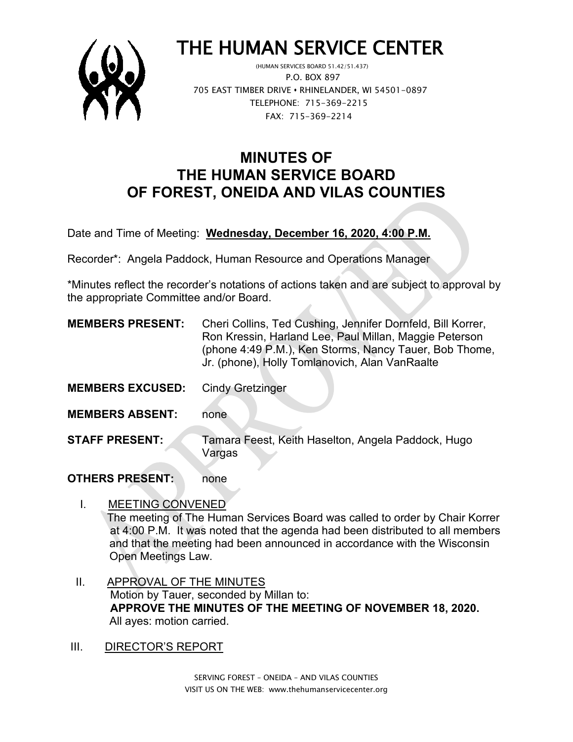# THE HUMAN SERVICE CENTER

(HUMAN SERVICES BOARD 51.42/51.437)
P.O. BOX 897
705 EAST TIMBER DRIVE • RHINELANDER, WI 54501-0897
TELEPHONE: 715-369-2215
FAX: 715-369-2214

## MINUTES OF THE HUMAN SERVICE BOARD OF FOREST, ONEIDA AND VILAS COUNTIES

Date and Time of Meeting: **Wednesday, December 16, 2020, 4:00 P.M.**

Recorder*: Angela Paddock, Human Resource and Operations Manager

*Minutes reflect the recorder's notations of actions taken and are subject to approval by the appropriate Committee and/or Board.

**MEMBERS PRESENT:** Cheri Collins, Ted Cushing, Jennifer Dornfeld, Bill Korrer, Ron Kressin, Harland Lee, Paul Millan, Maggie Peterson (phone 4:49 P.M.), Ken Storms, Nancy Tauer, Bob Thome, Jr. (phone), Holly Tomlanovich, Alan VanRaalte

**MEMBERS EXCUSED:** Cindy Gretzinger

**MEMBERS ABSENT:** none

**STAFF PRESENT:** Tamara Feest, Keith Haselton, Angela Paddock, Hugo Vargas

**OTHERS PRESENT:** none

I. MEETING CONVENED

The meeting of The Human Services Board was called to order by Chair Korrer at 4:00 P.M. It was noted that the agenda had been distributed to all members and that the meeting had been announced in accordance with the Wisconsin Open Meetings Law.

II. APPROVAL OF THE MINUTES

Motion by Tauer, seconded by Millan to:
**APPROVE THE MINUTES OF THE MEETING OF NOVEMBER 18, 2020.**
All ayes: motion carried.

III. DIRECTOR'S REPORT

SERVING FOREST – ONEIDA – AND VILAS COUNTIES
VISIT US ON THE WEB: www.thehumanservicecenter.org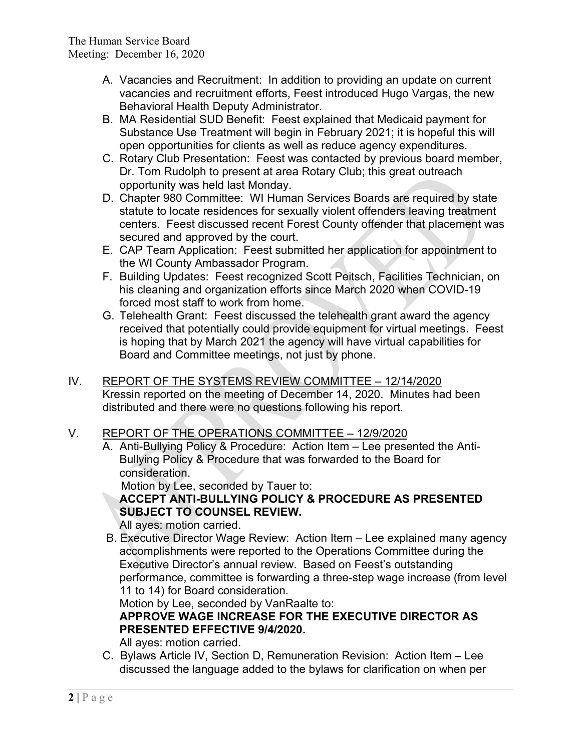A. Vacancies and Recruitment: In addition to providing an update on current vacancies and recruitment efforts, Feest introduced Hugo Vargas, the new Behavioral Health Deputy Administrator.
B. MA Residential SUD Benefit: Feest explained that Medicaid payment for Substance Use Treatment will begin in February 2021; it is hopeful this will open opportunities for clients as well as reduce agency expenditures.
C. Rotary Club Presentation: Feest was contacted by previous board member, Dr. Tom Rudolph to present at area Rotary Club; this great outreach opportunity was held last Monday.
D. Chapter 980 Committee: WI Human Services Boards are required by state statute to locate residences for sexually violent offenders leaving treatment centers. Feest discussed recent Forest County offender that placement was secured and approved by the court.
E. CAP Team Application: Feest submitted her application for appointment to the WI County Ambassador Program.
F. Building Updates: Feest recognized Scott Peitsch, Facilities Technician, on his cleaning and organization efforts since March 2020 when COVID-19 forced most staff to work from home.
G. Telehealth Grant: Feest discussed the telehealth grant award the agency received that potentially could provide equipment for virtual meetings. Feest is hoping that by March 2021 the agency will have virtual capabilities for Board and Committee meetings, not just by phone.

IV. <u>REPORT OF THE SYSTEMS REVIEW COMMITTEE – 12/14/2020</u>
Kressin reported on the meeting of December 14, 2020. Minutes had been distributed and there were no questions following his report.

V. <u>REPORT OF THE OPERATIONS COMMITTEE – 12/9/2020</u>

A. Anti-Bullying Policy & Procedure: Action Item – Lee presented the Anti-Bullying Policy & Procedure that was forwarded to the Board for consideration.
Motion by Lee, seconded by Tauer to:
**ACCEPT ANTI-BULLYING POLICY & PROCEDURE AS PRESENTED SUBJECT TO COUNSEL REVIEW.**
All ayes: motion carried.

B. Executive Director Wage Review: Action Item – Lee explained many agency accomplishments were reported to the Operations Committee during the Executive Director's annual review. Based on Feest's outstanding performance, committee is forwarding a three-step wage increase (from level 11 to 14) for Board consideration.
Motion by Lee, seconded by VanRaalte to:
**APPROVE WAGE INCREASE FOR THE EXECUTIVE DIRECTOR AS PRESENTED EFFECTIVE 9/4/2020.**
All ayes: motion carried.

C. Bylaws Article IV, Section D, Remuneration Revision: Action Item – Lee discussed the language added to the bylaws for clarification on when per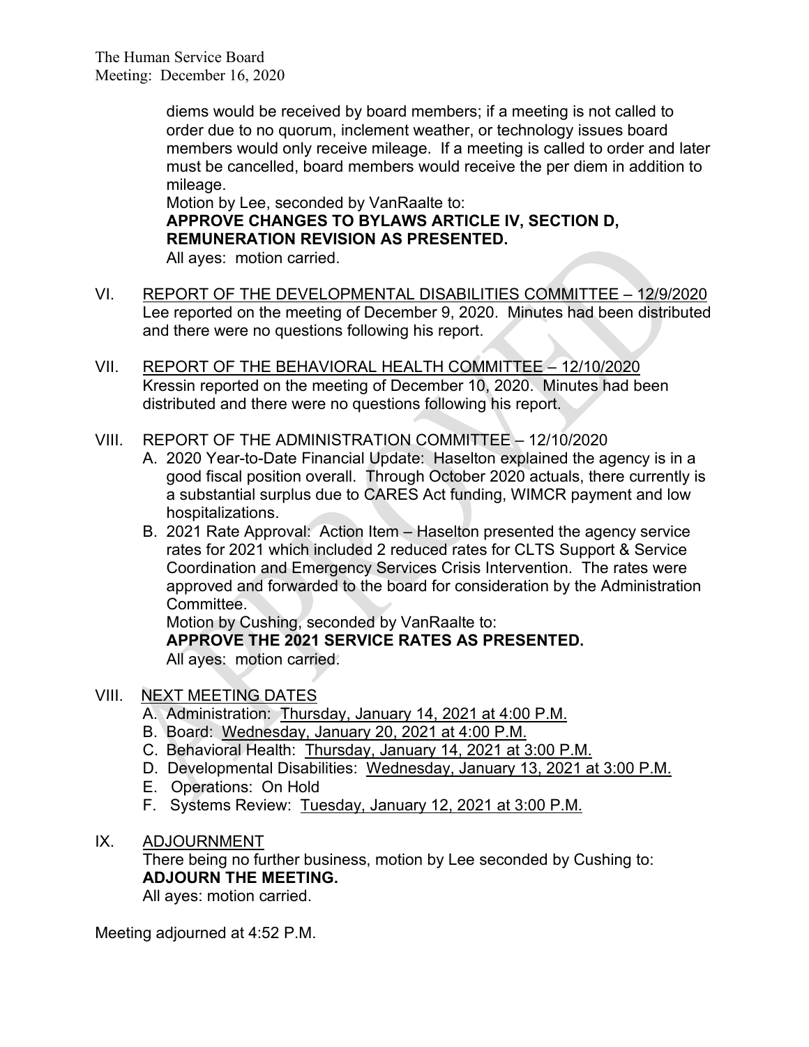diems would be received by board members; if a meeting is not called to order due to no quorum, inclement weather, or technology issues board members would only receive mileage. If a meeting is called to order and later must be cancelled, board members would receive the per diem in addition to mileage.

Motion by Lee, seconded by VanRaalte to:
**APPROVE CHANGES TO BYLAWS ARTICLE IV, SECTION D, REMUNERATION REVISION AS PRESENTED.**
All ayes: motion carried.

VI. <u>REPORT OF THE DEVELOPMENTAL DISABILITIES COMMITTEE – 12/9/2020</u>
Lee reported on the meeting of December 9, 2020. Minutes had been distributed and there were no questions following his report.

VII. <u>REPORT OF THE BEHAVIORAL HEALTH COMMITTEE – 12/10/2020</u>
Kressin reported on the meeting of December 10, 2020. Minutes had been distributed and there were no questions following his report.

VIII. REPORT OF THE ADMINISTRATION COMMITTEE – 12/10/2020

A. 2020 Year-to-Date Financial Update: Haselton explained the agency is in a good fiscal position overall. Through October 2020 actuals, there currently is a substantial surplus due to CARES Act funding, WIMCR payment and low hospitalizations.

B. 2021 Rate Approval: Action Item – Haselton presented the agency service rates for 2021 which included 2 reduced rates for CLTS Support & Service Coordination and Emergency Services Crisis Intervention. The rates were approved and forwarded to the board for consideration by the Administration Committee.
Motion by Cushing, seconded by VanRaalte to:
**APPROVE THE 2021 SERVICE RATES AS PRESENTED.**
All ayes: motion carried.

VIII. <u>NEXT MEETING DATES</u>

A. Administration: <u>Thursday, January 14, 2021 at 4:00 P.M.</u>
B. Board: <u>Wednesday, January 20, 2021 at 4:00 P.M.</u>
C. Behavioral Health: <u>Thursday, January 14, 2021 at 3:00 P.M.</u>
D. Developmental Disabilities: <u>Wednesday, January 13, 2021 at 3:00 P.M.</u>
E. Operations: On Hold
F. Systems Review: <u>Tuesday, January 12, 2021 at 3:00 P.M.</u>

IX. <u>ADJOURNMENT</u>
There being no further business, motion by Lee seconded by Cushing to:
**ADJOURN THE MEETING.**
All ayes: motion carried.

Meeting adjourned at 4:52 P.M.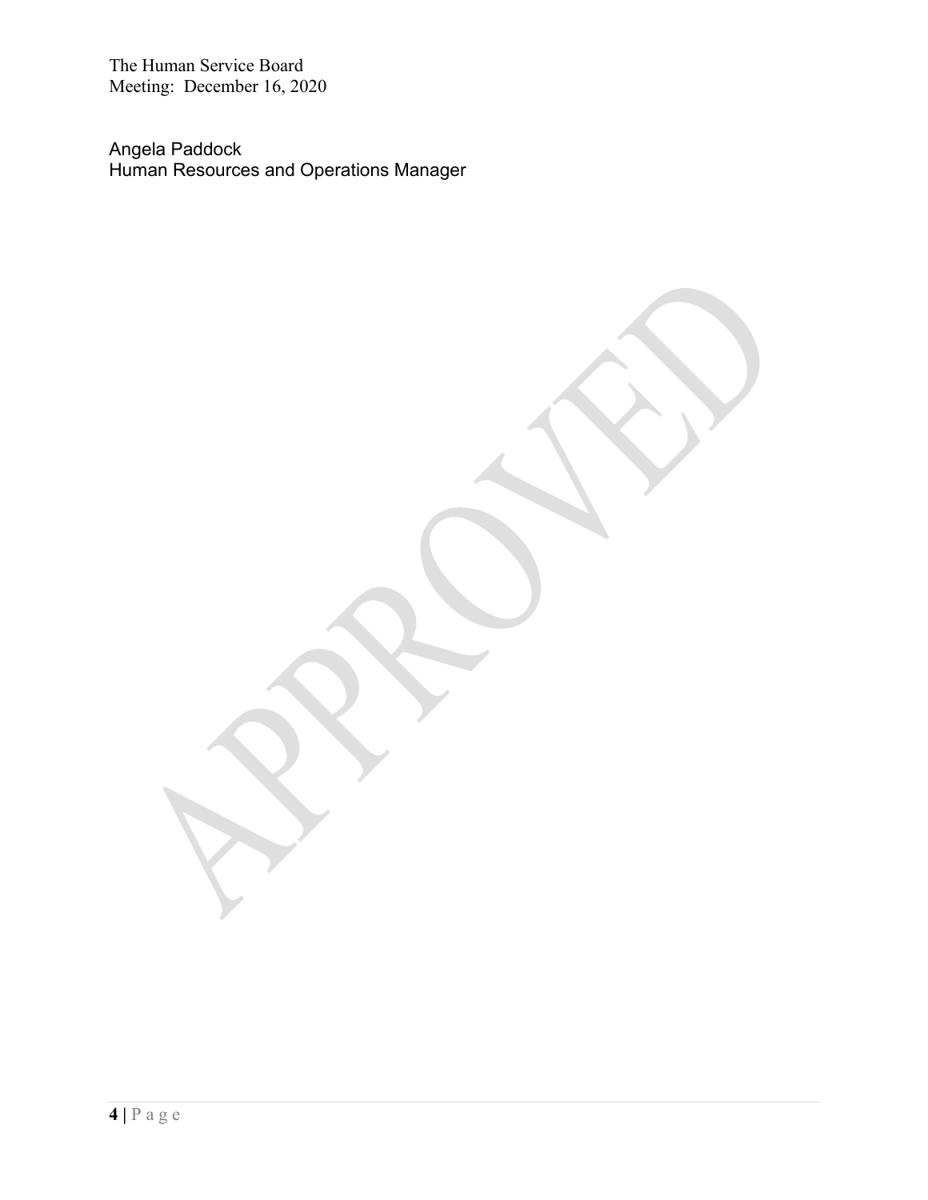Angela Paddock
Human Resources and Operations Manager